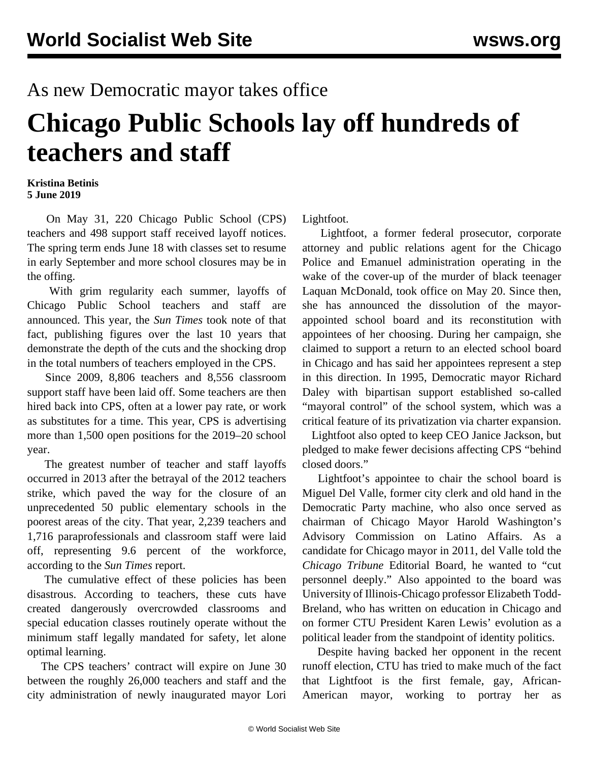As new Democratic mayor takes office

# Chicago Public Schools lay off hundreds of teachers and staff

**Kristina Betinis**
**5 June 2019**

On May 31, 220 Chicago Public School (CPS) teachers and 498 support staff received layoff notices. The spring term ends June 18 with classes set to resume in early September and more school closures may be in the offing.

With grim regularity each summer, layoffs of Chicago Public School teachers and staff are announced. This year, the *Sun Times* took note of that fact, publishing figures over the last 10 years that demonstrate the depth of the cuts and the shocking drop in the total numbers of teachers employed in the CPS.

Since 2009, 8,806 teachers and 8,556 classroom support staff have been laid off. Some teachers are then hired back into CPS, often at a lower pay rate, or work as substitutes for a time. This year, CPS is advertising more than 1,500 open positions for the 2019–20 school year.

The greatest number of teacher and staff layoffs occurred in 2013 after the betrayal of the 2012 teachers strike, which paved the way for the closure of an unprecedented 50 public elementary schools in the poorest areas of the city. That year, 2,239 teachers and 1,716 paraprofessionals and classroom staff were laid off, representing 9.6 percent of the workforce, according to the *Sun Times* report.

The cumulative effect of these policies has been disastrous. According to teachers, these cuts have created dangerously overcrowded classrooms and special education classes routinely operate without the minimum staff legally mandated for safety, let alone optimal learning.

The CPS teachers' contract will expire on June 30 between the roughly 26,000 teachers and staff and the city administration of newly inaugurated mayor Lori Lightfoot.

Lightfoot, a former federal prosecutor, corporate attorney and public relations agent for the Chicago Police and Emanuel administration operating in the wake of the cover-up of the murder of black teenager Laquan McDonald, took office on May 20. Since then, she has announced the dissolution of the mayor-appointed school board and its reconstitution with appointees of her choosing. During her campaign, she claimed to support a return to an elected school board in Chicago and has said her appointees represent a step in this direction. In 1995, Democratic mayor Richard Daley with bipartisan support established so-called "mayoral control" of the school system, which was a critical feature of its privatization via charter expansion.

Lightfoot also opted to keep CEO Janice Jackson, but pledged to make fewer decisions affecting CPS "behind closed doors."

Lightfoot's appointee to chair the school board is Miguel Del Valle, former city clerk and old hand in the Democratic Party machine, who also once served as chairman of Chicago Mayor Harold Washington's Advisory Commission on Latino Affairs. As a candidate for Chicago mayor in 2011, del Valle told the *Chicago Tribune* Editorial Board, he wanted to "cut personnel deeply." Also appointed to the board was University of Illinois-Chicago professor Elizabeth Todd-Breland, who has written on education in Chicago and on former CTU President Karen Lewis' evolution as a political leader from the standpoint of identity politics.

Despite having backed her opponent in the recent runoff election, CTU has tried to make much of the fact that Lightfoot is the first female, gay, African-American mayor, working to portray her as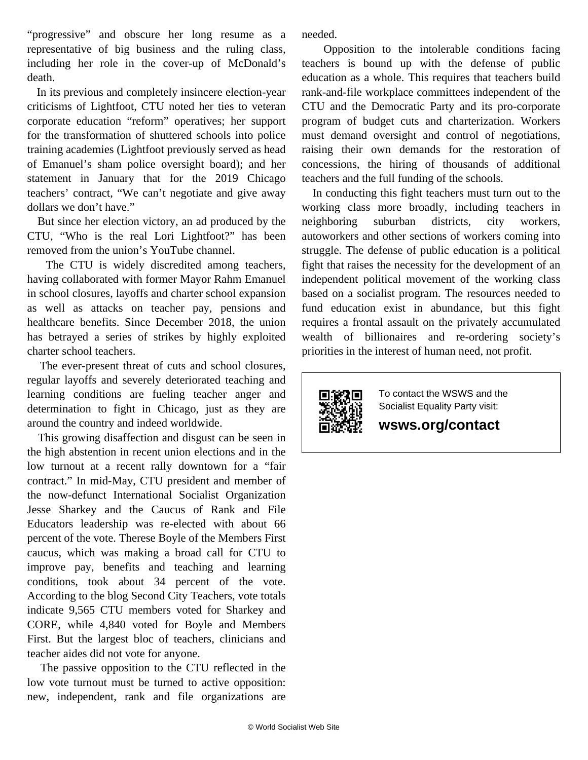"progressive" and obscure her long resume as a representative of big business and the ruling class, including her role in the cover-up of McDonald's death.

In its previous and completely insincere election-year criticisms of Lightfoot, CTU noted her ties to veteran corporate education "reform" operatives; her support for the transformation of shuttered schools into police training academies (Lightfoot previously served as head of Emanuel's sham police oversight board); and her statement in January that for the 2019 Chicago teachers' contract, "We can't negotiate and give away dollars we don't have."

But since her election victory, an ad produced by the CTU, "Who is the real Lori Lightfoot?" has been removed from the union's YouTube channel.

The CTU is widely discredited among teachers, having collaborated with former Mayor Rahm Emanuel in school closures, layoffs and charter school expansion as well as attacks on teacher pay, pensions and healthcare benefits. Since December 2018, the union has betrayed a series of strikes by highly exploited charter school teachers.

The ever-present threat of cuts and school closures, regular layoffs and severely deteriorated teaching and learning conditions are fueling teacher anger and determination to fight in Chicago, just as they are around the country and indeed worldwide.

This growing disaffection and disgust can be seen in the high abstention in recent union elections and in the low turnout at a recent rally downtown for a "fair contract." In mid-May, CTU president and member of the now-defunct International Socialist Organization Jesse Sharkey and the Caucus of Rank and File Educators leadership was re-elected with about 66 percent of the vote. Therese Boyle of the Members First caucus, which was making a broad call for CTU to improve pay, benefits and teaching and learning conditions, took about 34 percent of the vote. According to the blog Second City Teachers, vote totals indicate 9,565 CTU members voted for Sharkey and CORE, while 4,840 voted for Boyle and Members First. But the largest bloc of teachers, clinicians and teacher aides did not vote for anyone.

The passive opposition to the CTU reflected in the low vote turnout must be turned to active opposition: new, independent, rank and file organizations are needed.

Opposition to the intolerable conditions facing teachers is bound up with the defense of public education as a whole. This requires that teachers build rank-and-file workplace committees independent of the CTU and the Democratic Party and its pro-corporate program of budget cuts and charterization. Workers must demand oversight and control of negotiations, raising their own demands for the restoration of concessions, the hiring of thousands of additional teachers and the full funding of the schools.

In conducting this fight teachers must turn out to the working class more broadly, including teachers in neighboring suburban districts, city workers, autoworkers and other sections of workers coming into struggle. The defense of public education is a political fight that raises the necessity for the development of an independent political movement of the working class based on a socialist program. The resources needed to fund education exist in abundance, but this fight requires a frontal assault on the privately accumulated wealth of billionaires and re-ordering society's priorities in the interest of human need, not profit.

To contact the WSWS and the Socialist Equality Party visit:

**wsws.org/contact**